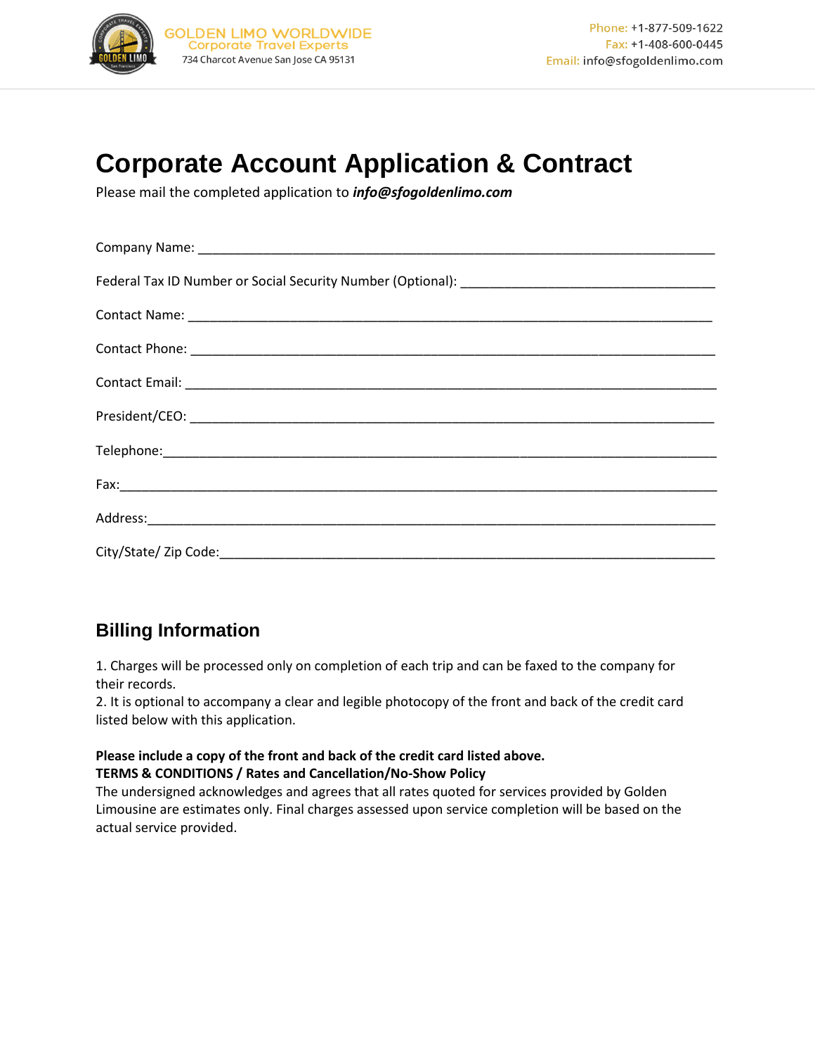GOLDEN LIMO WORLDWIDE
Corporate Travel Experts
734 Charcot Avenue San Jose CA 95131

Phone: +1-877-509-1622
Fax: +1-408-600-0445
Email: info@sfogoldenlimo.com

# Corporate Account Application & Contract

Please mail the completed application to ***info@sfogoldenlimo.com***

Company Name: ___________________________________________________________________________

Federal Tax ID Number or Social Security Number (Optional): _____________________________________

Contact Name: ___________________________________________________________________________

Contact Phone: ___________________________________________________________________________

Contact Email: ___________________________________________________________________________

President/CEO: ___________________________________________________________________________

Telephone:________________________________________________________________________________

Fax:_____________________________________________________________________________________

Address:_________________________________________________________________________________

City/State/ Zip Code:______________________________________________________________________

## Billing Information

1. Charges will be processed only on completion of each trip and can be faxed to the company for their records.
2. It is optional to accompany a clear and legible photocopy of the front and back of the credit card listed below with this application.

**Please include a copy of the front and back of the credit card listed above.**
**TERMS & CONDITIONS / Rates and Cancellation/No-Show Policy**
The undersigned acknowledges and agrees that all rates quoted for services provided by Golden Limousine are estimates only. Final charges assessed upon service completion will be based on the actual service provided.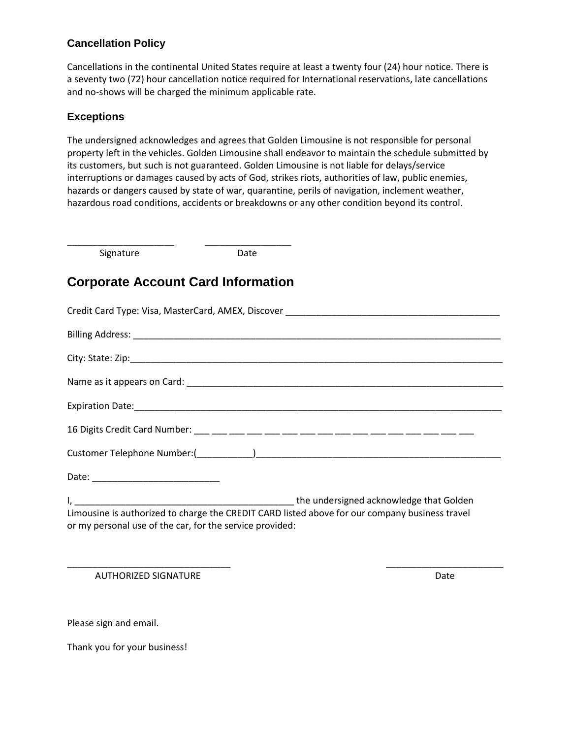### Cancellation Policy

Cancellations in the continental United States require at least a twenty four (24) hour notice. There is a seventy two (72) hour cancellation notice required for International reservations, late cancellations and no-shows will be charged the minimum applicable rate.

### Exceptions

The undersigned acknowledges and agrees that Golden Limousine is not responsible for personal property left in the vehicles. Golden Limousine shall endeavor to maintain the schedule submitted by its customers, but such is not guaranteed. Golden Limousine is not liable for delays/service interruptions or damages caused by acts of God, strikes riots, authorities of law, public enemies, hazards or dangers caused by state of war, quarantine, perils of navigation, inclement weather, hazardous road conditions, accidents or breakdowns or any other condition beyond its control.

_____________________ _________________

Signature Date

## Corporate Account Card Information

Credit Card Type: Visa, MasterCard, AMEX, Discover ___________________________________________

Billing Address: ____________________________________________________________________________

City: State: Zip:______________________________________________________________________________

Name as it appears on Card: __________________________________________________________________

Expiration Date:_____________________________________________________________________________

16 Digits Credit Card Number: ___ ___ ___ ___ ___ ___ ___ ___ ___ ___ ___ ___ ___ ___ ___ ___

Customer Telephone Number:(___________)_________________________________________________

Date: _________________________

I, ___________________________________________ the undersigned acknowledge that Golden Limousine is authorized to charge the CREDIT CARD listed above for our company business travel or my personal use of the car, for the service provided:

________________________________ _______________________

AUTHORIZED SIGNATURE Date

Please sign and email.

Thank you for your business!